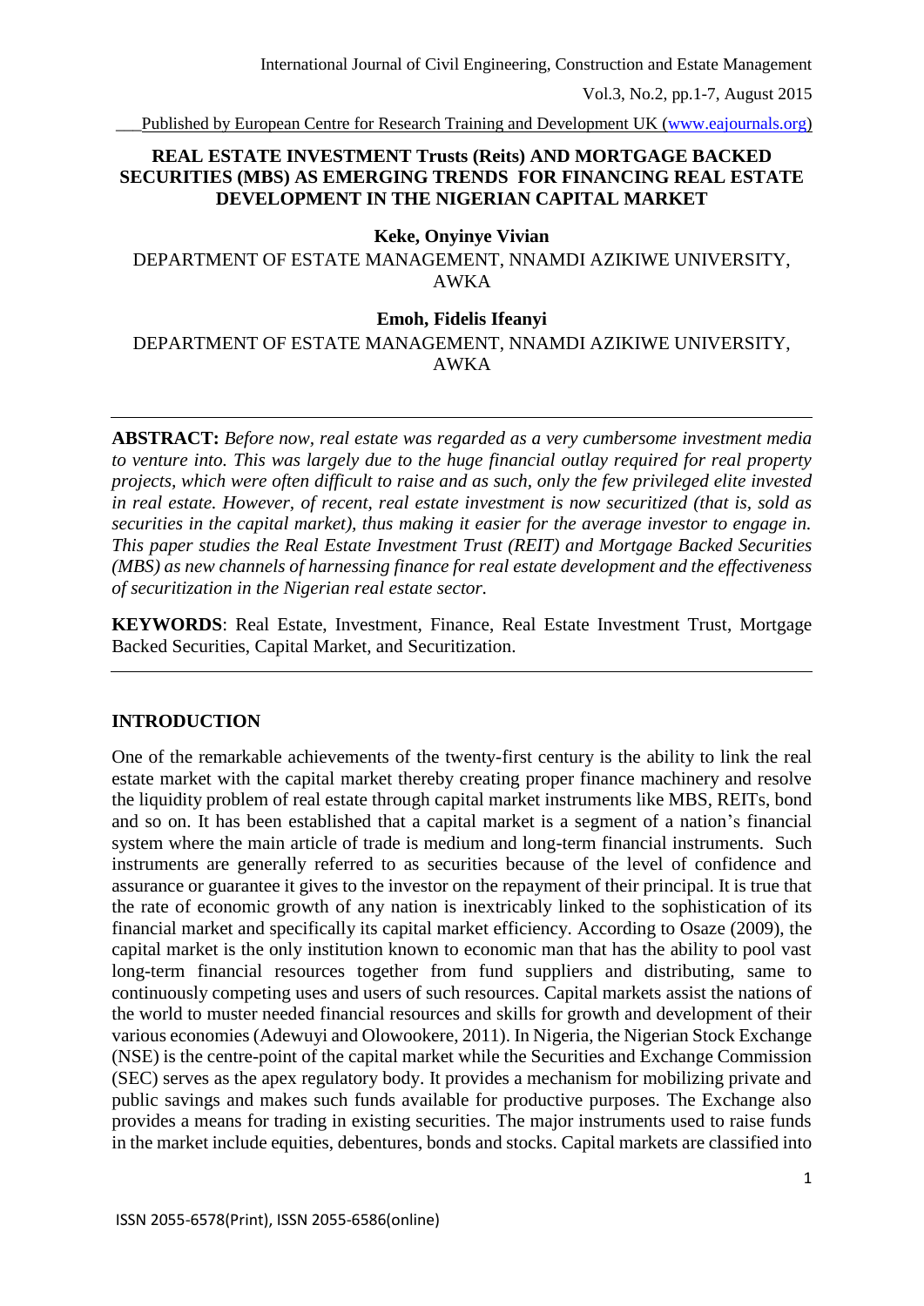# REAL ESTATE INVESTMENT Trusts (Reits) AND MORTGAGE BACKED SECURITIES (MBS) AS EMERGING TRENDS FOR FINANCING REAL ESTATE DEVELOPMENT IN THE NIGERIAN CAPITAL MARKET

**Keke, Onyinye Vivian**

DEPARTMENT OF ESTATE MANAGEMENT, NNAMDI AZIKIWE UNIVERSITY, AWKA

**Emoh, Fidelis Ifeanyi**

DEPARTMENT OF ESTATE MANAGEMENT, NNAMDI AZIKIWE UNIVERSITY, AWKA

---

**ABSTRACT:** *Before now, real estate was regarded as a very cumbersome investment media to venture into. This was largely due to the huge financial outlay required for real property projects, which were often difficult to raise and as such, only the few privileged elite invested in real estate. However, of recent, real estate investment is now securitized (that is, sold as securities in the capital market), thus making it easier for the average investor to engage in. This paper studies the Real Estate Investment Trust (REIT) and Mortgage Backed Securities (MBS) as new channels of harnessing finance for real estate development and the effectiveness of securitization in the Nigerian real estate sector.*

**KEYWORDS**: Real Estate, Investment, Finance, Real Estate Investment Trust, Mortgage Backed Securities, Capital Market, and Securitization.

---

## INTRODUCTION

One of the remarkable achievements of the twenty-first century is the ability to link the real estate market with the capital market thereby creating proper finance machinery and resolve the liquidity problem of real estate through capital market instruments like MBS, REITs, bond and so on. It has been established that a capital market is a segment of a nation's financial system where the main article of trade is medium and long-term financial instruments. Such instruments are generally referred to as securities because of the level of confidence and assurance or guarantee it gives to the investor on the repayment of their principal. It is true that the rate of economic growth of any nation is inextricably linked to the sophistication of its financial market and specifically its capital market efficiency. According to Osaze (2009), the capital market is the only institution known to economic man that has the ability to pool vast long-term financial resources together from fund suppliers and distributing, same to continuously competing uses and users of such resources. Capital markets assist the nations of the world to muster needed financial resources and skills for growth and development of their various economies (Adewuyi and Olowookere, 2011). In Nigeria, the Nigerian Stock Exchange (NSE) is the centre-point of the capital market while the Securities and Exchange Commission (SEC) serves as the apex regulatory body. It provides a mechanism for mobilizing private and public savings and makes such funds available for productive purposes. The Exchange also provides a means for trading in existing securities. The major instruments used to raise funds in the market include equities, debentures, bonds and stocks. Capital markets are classified into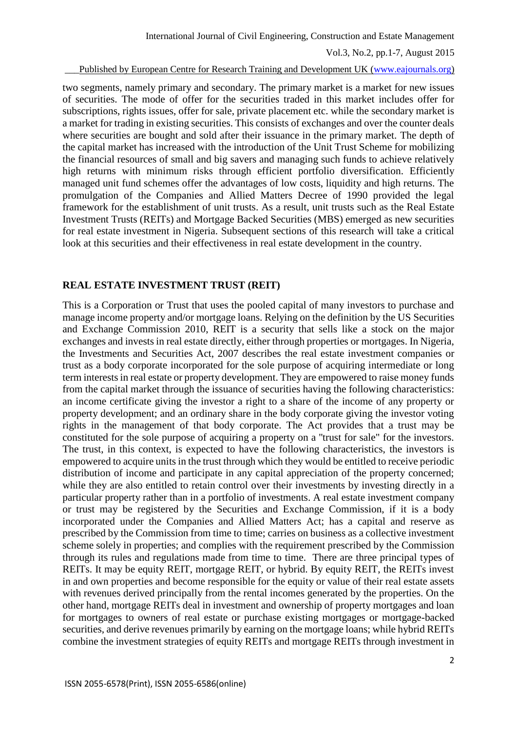two segments, namely primary and secondary. The primary market is a market for new issues of securities. The mode of offer for the securities traded in this market includes offer for subscriptions, rights issues, offer for sale, private placement etc. while the secondary market is a market for trading in existing securities. This consists of exchanges and over the counter deals where securities are bought and sold after their issuance in the primary market. The depth of the capital market has increased with the introduction of the Unit Trust Scheme for mobilizing the financial resources of small and big savers and managing such funds to achieve relatively high returns with minimum risks through efficient portfolio diversification. Efficiently managed unit fund schemes offer the advantages of low costs, liquidity and high returns. The promulgation of the Companies and Allied Matters Decree of 1990 provided the legal framework for the establishment of unit trusts. As a result, unit trusts such as the Real Estate Investment Trusts (REITs) and Mortgage Backed Securities (MBS) emerged as new securities for real estate investment in Nigeria. Subsequent sections of this research will take a critical look at this securities and their effectiveness in real estate development in the country.

## REAL ESTATE INVESTMENT TRUST (REIT)

This is a Corporation or Trust that uses the pooled capital of many investors to purchase and manage income property and/or mortgage loans. Relying on the definition by the US Securities and Exchange Commission 2010, REIT is a security that sells like a stock on the major exchanges and invests in real estate directly, either through properties or mortgages. In Nigeria, the Investments and Securities Act, 2007 describes the real estate investment companies or trust as a body corporate incorporated for the sole purpose of acquiring intermediate or long term interests in real estate or property development. They are empowered to raise money funds from the capital market through the issuance of securities having the following characteristics: an income certificate giving the investor a right to a share of the income of any property or property development; and an ordinary share in the body corporate giving the investor voting rights in the management of that body corporate. The Act provides that a trust may be constituted for the sole purpose of acquiring a property on a "trust for sale" for the investors. The trust, in this context, is expected to have the following characteristics, the investors is empowered to acquire units in the trust through which they would be entitled to receive periodic distribution of income and participate in any capital appreciation of the property concerned; while they are also entitled to retain control over their investments by investing directly in a particular property rather than in a portfolio of investments. A real estate investment company or trust may be registered by the Securities and Exchange Commission, if it is a body incorporated under the Companies and Allied Matters Act; has a capital and reserve as prescribed by the Commission from time to time; carries on business as a collective investment scheme solely in properties; and complies with the requirement prescribed by the Commission through its rules and regulations made from time to time. There are three principal types of REITs. It may be equity REIT, mortgage REIT, or hybrid. By equity REIT, the REITs invest in and own properties and become responsible for the equity or value of their real estate assets with revenues derived principally from the rental incomes generated by the properties. On the other hand, mortgage REITs deal in investment and ownership of property mortgages and loan for mortgages to owners of real estate or purchase existing mortgages or mortgage-backed securities, and derive revenues primarily by earning on the mortgage loans; while hybrid REITs combine the investment strategies of equity REITs and mortgage REITs through investment in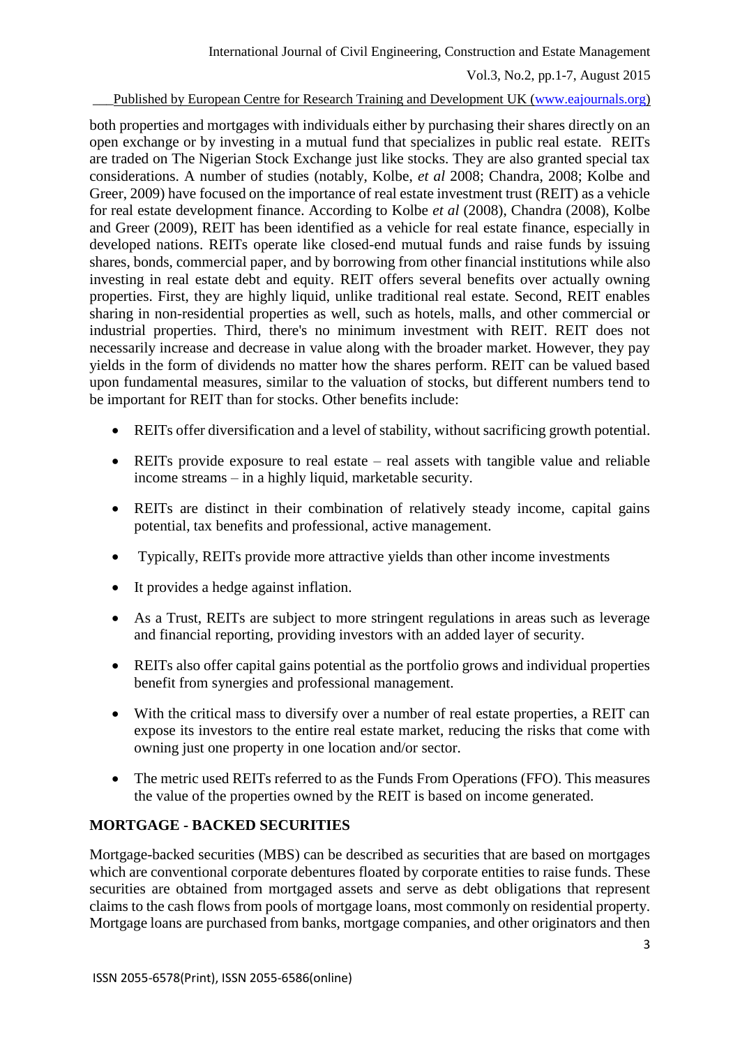both properties and mortgages with individuals either by purchasing their shares directly on an open exchange or by investing in a mutual fund that specializes in public real estate. REITs are traded on The Nigerian Stock Exchange just like stocks. They are also granted special tax considerations. A number of studies (notably, Kolbe, *et al* 2008; Chandra, 2008; Kolbe and Greer, 2009) have focused on the importance of real estate investment trust (REIT) as a vehicle for real estate development finance. According to Kolbe *et al* (2008), Chandra (2008), Kolbe and Greer (2009), REIT has been identified as a vehicle for real estate finance, especially in developed nations. REITs operate like closed-end mutual funds and raise funds by issuing shares, bonds, commercial paper, and by borrowing from other financial institutions while also investing in real estate debt and equity. REIT offers several benefits over actually owning properties. First, they are highly liquid, unlike traditional real estate. Second, REIT enables sharing in non-residential properties as well, such as hotels, malls, and other commercial or industrial properties. Third, there's no minimum investment with REIT. REIT does not necessarily increase and decrease in value along with the broader market. However, they pay yields in the form of dividends no matter how the shares perform. REIT can be valued based upon fundamental measures, similar to the valuation of stocks, but different numbers tend to be important for REIT than for stocks. Other benefits include:

- REITs offer diversification and a level of stability, without sacrificing growth potential.
- REITs provide exposure to real estate – real assets with tangible value and reliable income streams – in a highly liquid, marketable security.
- REITs are distinct in their combination of relatively steady income, capital gains potential, tax benefits and professional, active management.
- Typically, REITs provide more attractive yields than other income investments
- It provides a hedge against inflation.
- As a Trust, REITs are subject to more stringent regulations in areas such as leverage and financial reporting, providing investors with an added layer of security.
- REITs also offer capital gains potential as the portfolio grows and individual properties benefit from synergies and professional management.
- With the critical mass to diversify over a number of real estate properties, a REIT can expose its investors to the entire real estate market, reducing the risks that come with owning just one property in one location and/or sector.
- The metric used REITs referred to as the Funds From Operations (FFO). This measures the value of the properties owned by the REIT is based on income generated.

## MORTGAGE - BACKED SECURITIES

Mortgage-backed securities (MBS) can be described as securities that are based on mortgages which are conventional corporate debentures floated by corporate entities to raise funds. These securities are obtained from mortgaged assets and serve as debt obligations that represent claims to the cash flows from pools of mortgage loans, most commonly on residential property. Mortgage loans are purchased from banks, mortgage companies, and other originators and then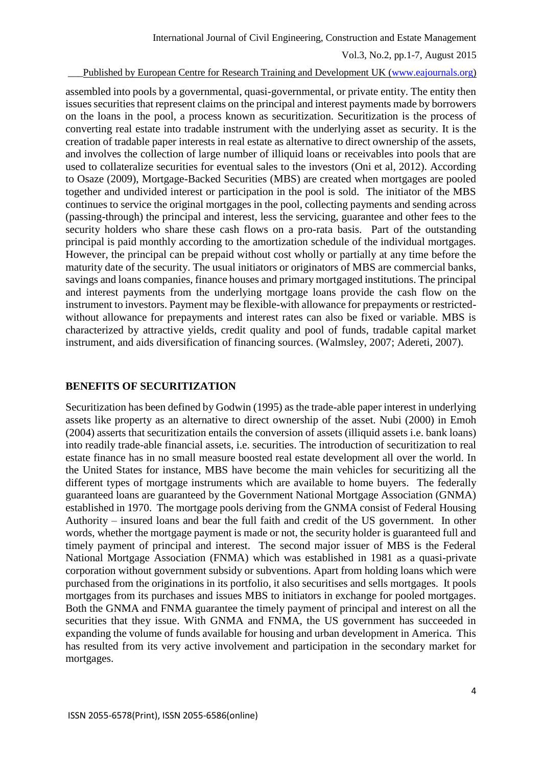assembled into pools by a governmental, quasi-governmental, or private entity. The entity then issues securities that represent claims on the principal and interest payments made by borrowers on the loans in the pool, a process known as securitization. Securitization is the process of converting real estate into tradable instrument with the underlying asset as security. It is the creation of tradable paper interests in real estate as alternative to direct ownership of the assets, and involves the collection of large number of illiquid loans or receivables into pools that are used to collateralize securities for eventual sales to the investors (Oni et al, 2012). According to Osaze (2009), Mortgage-Backed Securities (MBS) are created when mortgages are pooled together and undivided interest or participation in the pool is sold. The initiator of the MBS continues to service the original mortgages in the pool, collecting payments and sending across (passing-through) the principal and interest, less the servicing, guarantee and other fees to the security holders who share these cash flows on a pro-rata basis. Part of the outstanding principal is paid monthly according to the amortization schedule of the individual mortgages. However, the principal can be prepaid without cost wholly or partially at any time before the maturity date of the security. The usual initiators or originators of MBS are commercial banks, savings and loans companies, finance houses and primary mortgaged institutions. The principal and interest payments from the underlying mortgage loans provide the cash flow on the instrument to investors. Payment may be flexible-with allowance for prepayments or restricted-without allowance for prepayments and interest rates can also be fixed or variable. MBS is characterized by attractive yields, credit quality and pool of funds, tradable capital market instrument, and aids diversification of financing sources. (Walmsley, 2007; Adereti, 2007).

## BENEFITS OF SECURITIZATION

Securitization has been defined by Godwin (1995) as the trade-able paper interest in underlying assets like property as an alternative to direct ownership of the asset. Nubi (2000) in Emoh (2004) asserts that securitization entails the conversion of assets (illiquid assets i.e. bank loans) into readily trade-able financial assets, i.e. securities. The introduction of securitization to real estate finance has in no small measure boosted real estate development all over the world. In the United States for instance, MBS have become the main vehicles for securitizing all the different types of mortgage instruments which are available to home buyers. The federally guaranteed loans are guaranteed by the Government National Mortgage Association (GNMA) established in 1970. The mortgage pools deriving from the GNMA consist of Federal Housing Authority – insured loans and bear the full faith and credit of the US government. In other words, whether the mortgage payment is made or not, the security holder is guaranteed full and timely payment of principal and interest. The second major issuer of MBS is the Federal National Mortgage Association (FNMA) which was established in 1981 as a quasi-private corporation without government subsidy or subventions. Apart from holding loans which were purchased from the originations in its portfolio, it also securitises and sells mortgages. It pools mortgages from its purchases and issues MBS to initiators in exchange for pooled mortgages. Both the GNMA and FNMA guarantee the timely payment of principal and interest on all the securities that they issue. With GNMA and FNMA, the US government has succeeded in expanding the volume of funds available for housing and urban development in America. This has resulted from its very active involvement and participation in the secondary market for mortgages.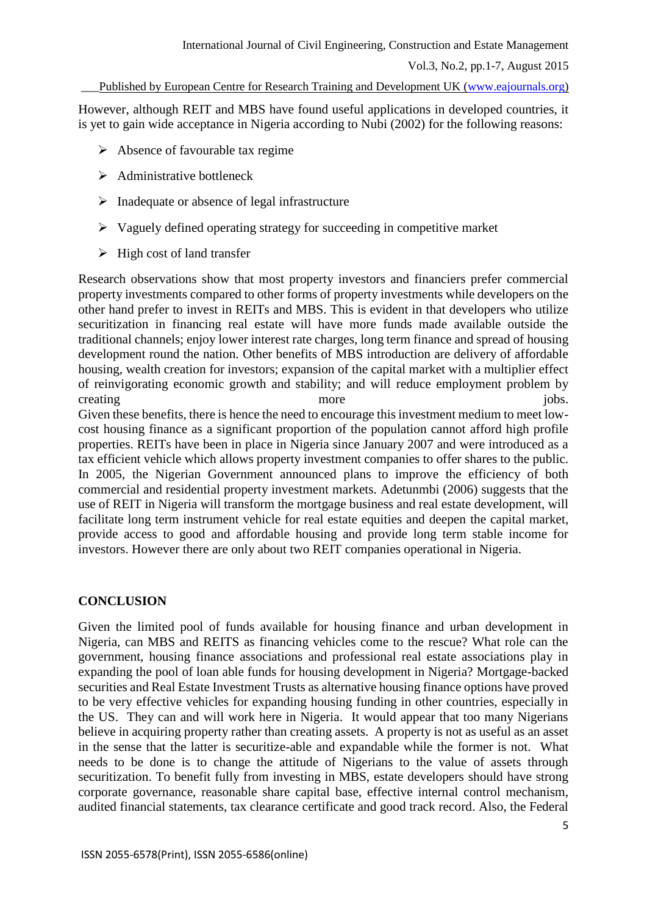However, although REIT and MBS have found useful applications in developed countries, it is yet to gain wide acceptance in Nigeria according to Nubi (2002) for the following reasons:

- Absence of favourable tax regime
- Administrative bottleneck
- Inadequate or absence of legal infrastructure
- Vaguely defined operating strategy for succeeding in competitive market
- High cost of land transfer

Research observations show that most property investors and financiers prefer commercial property investments compared to other forms of property investments while developers on the other hand prefer to invest in REITs and MBS. This is evident in that developers who utilize securitization in financing real estate will have more funds made available outside the traditional channels; enjoy lower interest rate charges, long term finance and spread of housing development round the nation. Other benefits of MBS introduction are delivery of affordable housing, wealth creation for investors; expansion of the capital market with a multiplier effect of reinvigorating economic growth and stability; and will reduce employment problem by creating more jobs.
Given these benefits, there is hence the need to encourage this investment medium to meet low-cost housing finance as a significant proportion of the population cannot afford high profile properties. REITs have been in place in Nigeria since January 2007 and were introduced as a tax efficient vehicle which allows property investment companies to offer shares to the public. In 2005, the Nigerian Government announced plans to improve the efficiency of both commercial and residential property investment markets. Adetunmbi (2006) suggests that the use of REIT in Nigeria will transform the mortgage business and real estate development, will facilitate long term instrument vehicle for real estate equities and deepen the capital market, provide access to good and affordable housing and provide long term stable income for investors. However there are only about two REIT companies operational in Nigeria.

## CONCLUSION

Given the limited pool of funds available for housing finance and urban development in Nigeria, can MBS and REITS as financing vehicles come to the rescue? What role can the government, housing finance associations and professional real estate associations play in expanding the pool of loan able funds for housing development in Nigeria? Mortgage-backed securities and Real Estate Investment Trusts as alternative housing finance options have proved to be very effective vehicles for expanding housing funding in other countries, especially in the US. They can and will work here in Nigeria. It would appear that too many Nigerians believe in acquiring property rather than creating assets. A property is not as useful as an asset in the sense that the latter is securitize-able and expandable while the former is not. What needs to be done is to change the attitude of Nigerians to the value of assets through securitization. To benefit fully from investing in MBS, estate developers should have strong corporate governance, reasonable share capital base, effective internal control mechanism, audited financial statements, tax clearance certificate and good track record. Also, the Federal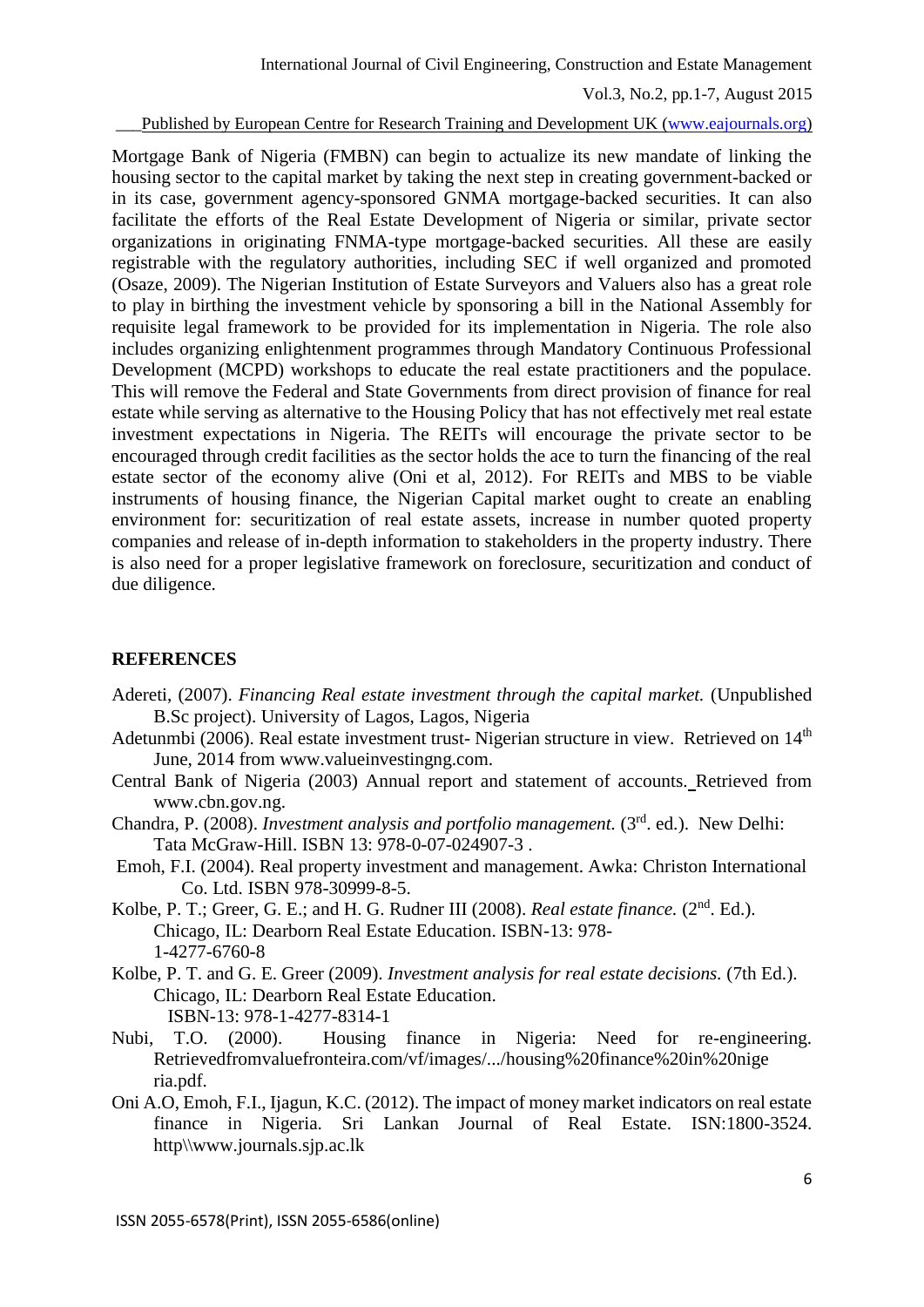Mortgage Bank of Nigeria (FMBN) can begin to actualize its new mandate of linking the housing sector to the capital market by taking the next step in creating government-backed or in its case, government agency-sponsored GNMA mortgage-backed securities. It can also facilitate the efforts of the Real Estate Development of Nigeria or similar, private sector organizations in originating FNMA-type mortgage-backed securities. All these are easily registrable with the regulatory authorities, including SEC if well organized and promoted (Osaze, 2009). The Nigerian Institution of Estate Surveyors and Valuers also has a great role to play in birthing the investment vehicle by sponsoring a bill in the National Assembly for requisite legal framework to be provided for its implementation in Nigeria. The role also includes organizing enlightenment programmes through Mandatory Continuous Professional Development (MCPD) workshops to educate the real estate practitioners and the populace. This will remove the Federal and State Governments from direct provision of finance for real estate while serving as alternative to the Housing Policy that has not effectively met real estate investment expectations in Nigeria. The REITs will encourage the private sector to be encouraged through credit facilities as the sector holds the ace to turn the financing of the real estate sector of the economy alive (Oni et al, 2012). For REITs and MBS to be viable instruments of housing finance, the Nigerian Capital market ought to create an enabling environment for: securitization of real estate assets, increase in number quoted property companies and release of in-depth information to stakeholders in the property industry. There is also need for a proper legislative framework on foreclosure, securitization and conduct of due diligence.

## REFERENCES

Adereti, (2007). *Financing Real estate investment through the capital market.* (Unpublished B.Sc project). University of Lagos, Lagos, Nigeria

Adetunmbi (2006). Real estate investment trust- Nigerian structure in view. Retrieved on 14th June, 2014 from www.valueinvestingng.com.

Central Bank of Nigeria (2003) Annual report and statement of accounts. Retrieved from www.cbn.gov.ng.

Chandra, P. (2008). *Investment analysis and portfolio management.* (3rd. ed.). New Delhi: Tata McGraw-Hill. ISBN 13: 978-0-07-024907-3 .

Emoh, F.I. (2004). Real property investment and management. Awka: Christon International Co. Ltd. ISBN 978-30999-8-5.

Kolbe, P. T.; Greer, G. E.; and H. G. Rudner III (2008). *Real estate finance.* (2nd. Ed.). Chicago, IL: Dearborn Real Estate Education. ISBN-13: 978-1-4277-6760-8

Kolbe, P. T. and G. E. Greer (2009). *Investment analysis for real estate decisions.* (7th Ed.). Chicago, IL: Dearborn Real Estate Education. ISBN-13: 978-1-4277-8314-1

Nubi, T.O. (2000). Housing finance in Nigeria: Need for re-engineering. Retrievedfromvaluefronteira.com/vf/images/.../housing%20finance%20in%20nigeria.pdf.

Oni A.O, Emoh, F.I., Ijagun, K.C. (2012). The impact of money market indicators on real estate finance in Nigeria. Sri Lankan Journal of Real Estate. ISN:1800-3524. http\\www.journals.sjp.ac.lk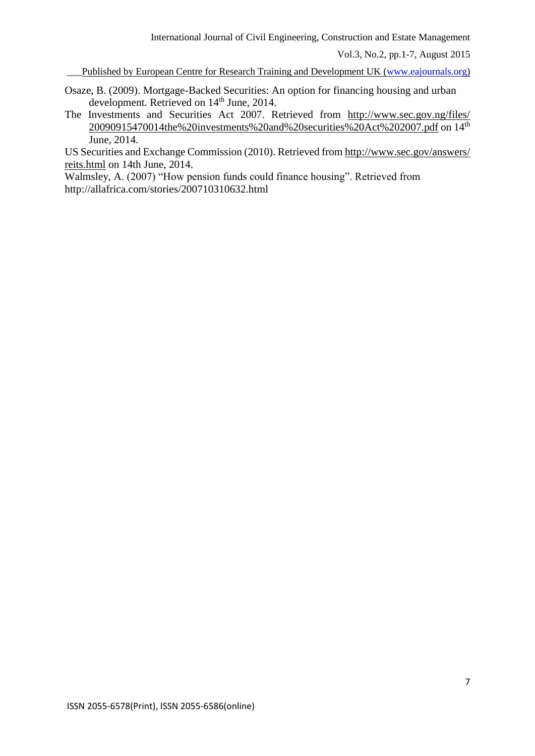Osaze, B. (2009). Mortgage-Backed Securities: An option for financing housing and urban development. Retrieved on 14th June, 2014.

The Investments and Securities Act 2007. Retrieved from http://www.sec.gov.ng/files/20090915470014the%20investments%20and%20securities%20Act%202007.pdf on 14th June, 2014.

US Securities and Exchange Commission (2010). Retrieved from http://www.sec.gov/answers/reits.html on 14th June, 2014.

Walmsley, A. (2007) "How pension funds could finance housing". Retrieved from http://allafrica.com/stories/200710310632.html